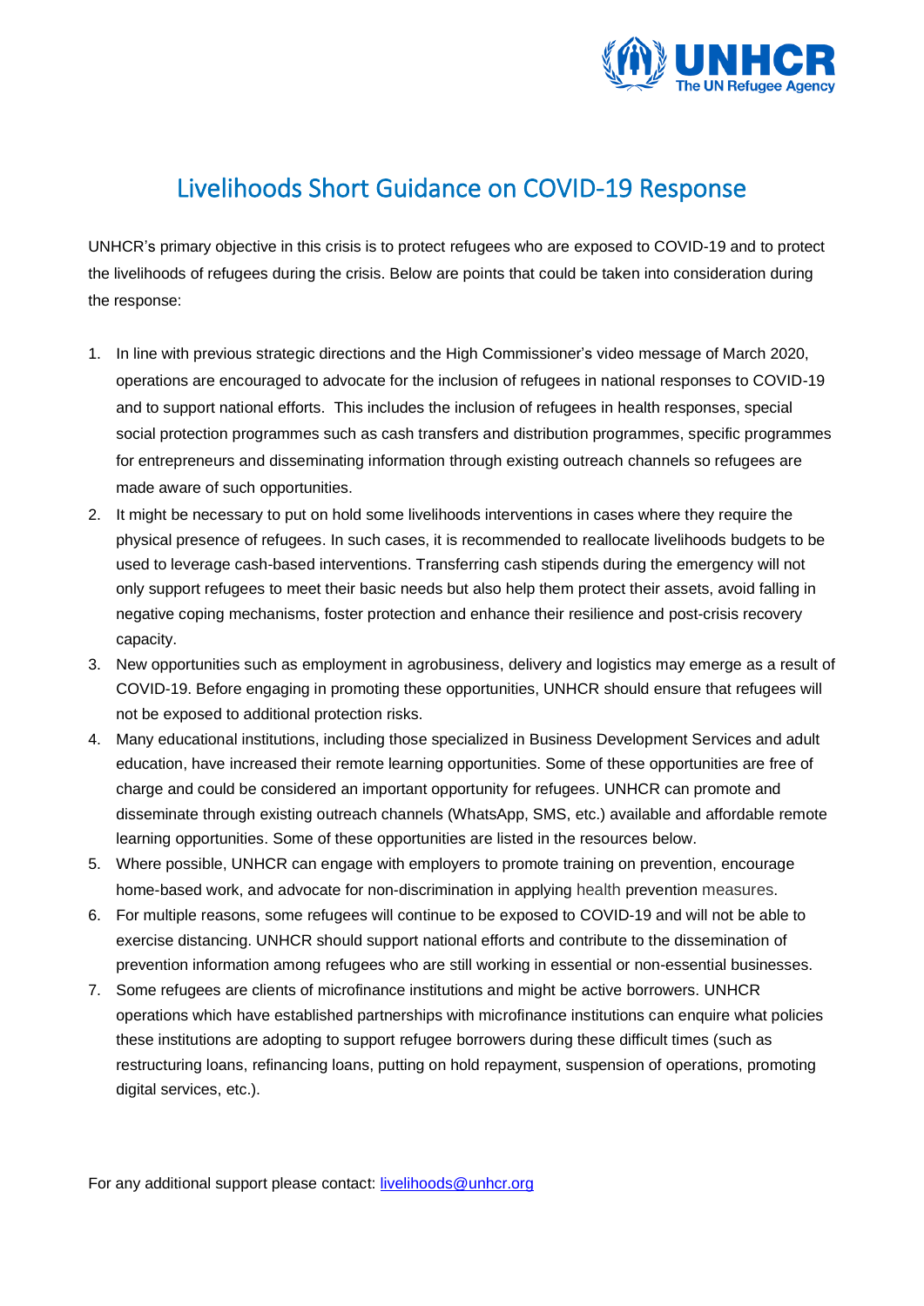# Livelihoods Short Guidance on COVID-19 Response

UNHCR's primary objective in this crisis is to protect refugees who are exposed to COVID-19 and to protect the livelihoods of refugees during the crisis. Below are points that could be taken into consideration during the response:

1. In line with previous strategic directions and the High Commissioner's video message of March 2020, operations are encouraged to advocate for the inclusion of refugees in national responses to COVID-19 and to support national efforts. This includes the inclusion of refugees in health responses, special social protection programmes such as cash transfers and distribution programmes, specific programmes for entrepreneurs and disseminating information through existing outreach channels so refugees are made aware of such opportunities.
2. It might be necessary to put on hold some livelihoods interventions in cases where they require the physical presence of refugees. In such cases, it is recommended to reallocate livelihoods budgets to be used to leverage cash-based interventions. Transferring cash stipends during the emergency will not only support refugees to meet their basic needs but also help them protect their assets, avoid falling in negative coping mechanisms, foster protection and enhance their resilience and post-crisis recovery capacity.
3. New opportunities such as employment in agrobusiness, delivery and logistics may emerge as a result of COVID-19. Before engaging in promoting these opportunities, UNHCR should ensure that refugees will not be exposed to additional protection risks.
4. Many educational institutions, including those specialized in Business Development Services and adult education, have increased their remote learning opportunities. Some of these opportunities are free of charge and could be considered an important opportunity for refugees. UNHCR can promote and disseminate through existing outreach channels (WhatsApp, SMS, etc.) available and affordable remote learning opportunities. Some of these opportunities are listed in the resources below.
5. Where possible, UNHCR can engage with employers to promote training on prevention, encourage home-based work, and advocate for non-discrimination in applying health prevention measures.
6. For multiple reasons, some refugees will continue to be exposed to COVID-19 and will not be able to exercise distancing. UNHCR should support national efforts and contribute to the dissemination of prevention information among refugees who are still working in essential or non-essential businesses.
7. Some refugees are clients of microfinance institutions and might be active borrowers. UNHCR operations which have established partnerships with microfinance institutions can enquire what policies these institutions are adopting to support refugee borrowers during these difficult times (such as restructuring loans, refinancing loans, putting on hold repayment, suspension of operations, promoting digital services, etc.).

For any additional support please contact: [livelihoods@unhcr.org](mailto:livelihoods@unhcr.org)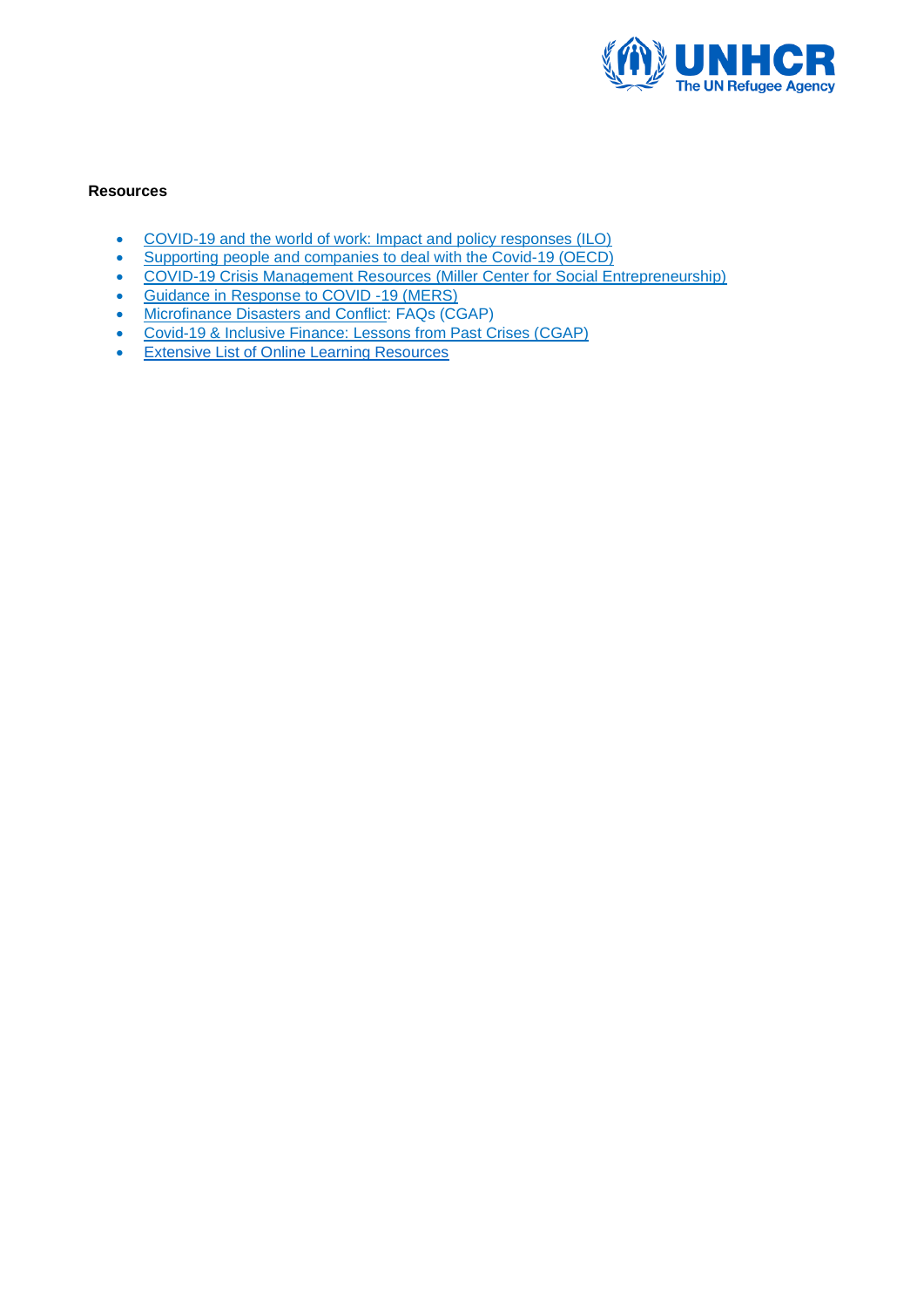**Resources**

- COVID-19 and the world of work: Impact and policy responses (ILO)
- Supporting people and companies to deal with the Covid-19 (OECD)
- COVID-19 Crisis Management Resources (Miller Center for Social Entrepreneurship)
- Guidance in Response to COVID -19 (MERS)
- Microfinance Disasters and Conflict: FAQs (CGAP)
- Covid-19 & Inclusive Finance: Lessons from Past Crises (CGAP)
- Extensive List of Online Learning Resources